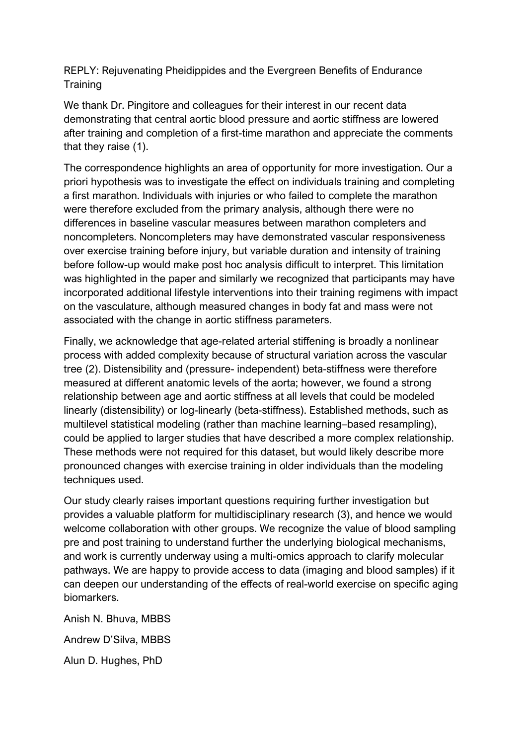REPLY: Rejuvenating Pheidippides and the Evergreen Benefits of Endurance Training

We thank Dr. Pingitore and colleagues for their interest in our recent data demonstrating that central aortic blood pressure and aortic stiffness are lowered after training and completion of a first-time marathon and appreciate the comments that they raise (1).

The correspondence highlights an area of opportunity for more investigation. Our a priori hypothesis was to investigate the effect on individuals training and completing a first marathon. Individuals with injuries or who failed to complete the marathon were therefore excluded from the primary analysis, although there were no differences in baseline vascular measures between marathon completers and noncompleters. Noncompleters may have demonstrated vascular responsiveness over exercise training before injury, but variable duration and intensity of training before follow-up would make post hoc analysis difficult to interpret. This limitation was highlighted in the paper and similarly we recognized that participants may have incorporated additional lifestyle interventions into their training regimens with impact on the vasculature, although measured changes in body fat and mass were not associated with the change in aortic stiffness parameters.

Finally, we acknowledge that age-related arterial stiffening is broadly a nonlinear process with added complexity because of structural variation across the vascular tree (2). Distensibility and (pressure- independent) beta-stiffness were therefore measured at different anatomic levels of the aorta; however, we found a strong relationship between age and aortic stiffness at all levels that could be modeled linearly (distensibility) or log-linearly (beta-stiffness). Established methods, such as multilevel statistical modeling (rather than machine learning–based resampling), could be applied to larger studies that have described a more complex relationship. These methods were not required for this dataset, but would likely describe more pronounced changes with exercise training in older individuals than the modeling techniques used.

Our study clearly raises important questions requiring further investigation but provides a valuable platform for multidisciplinary research (3), and hence we would welcome collaboration with other groups. We recognize the value of blood sampling pre and post training to understand further the underlying biological mechanisms, and work is currently underway using a multi-omics approach to clarify molecular pathways. We are happy to provide access to data (imaging and blood samples) if it can deepen our understanding of the effects of real-world exercise on specific aging biomarkers.

Anish N. Bhuva, MBBS

Andrew D'Silva, MBBS

Alun D. Hughes, PhD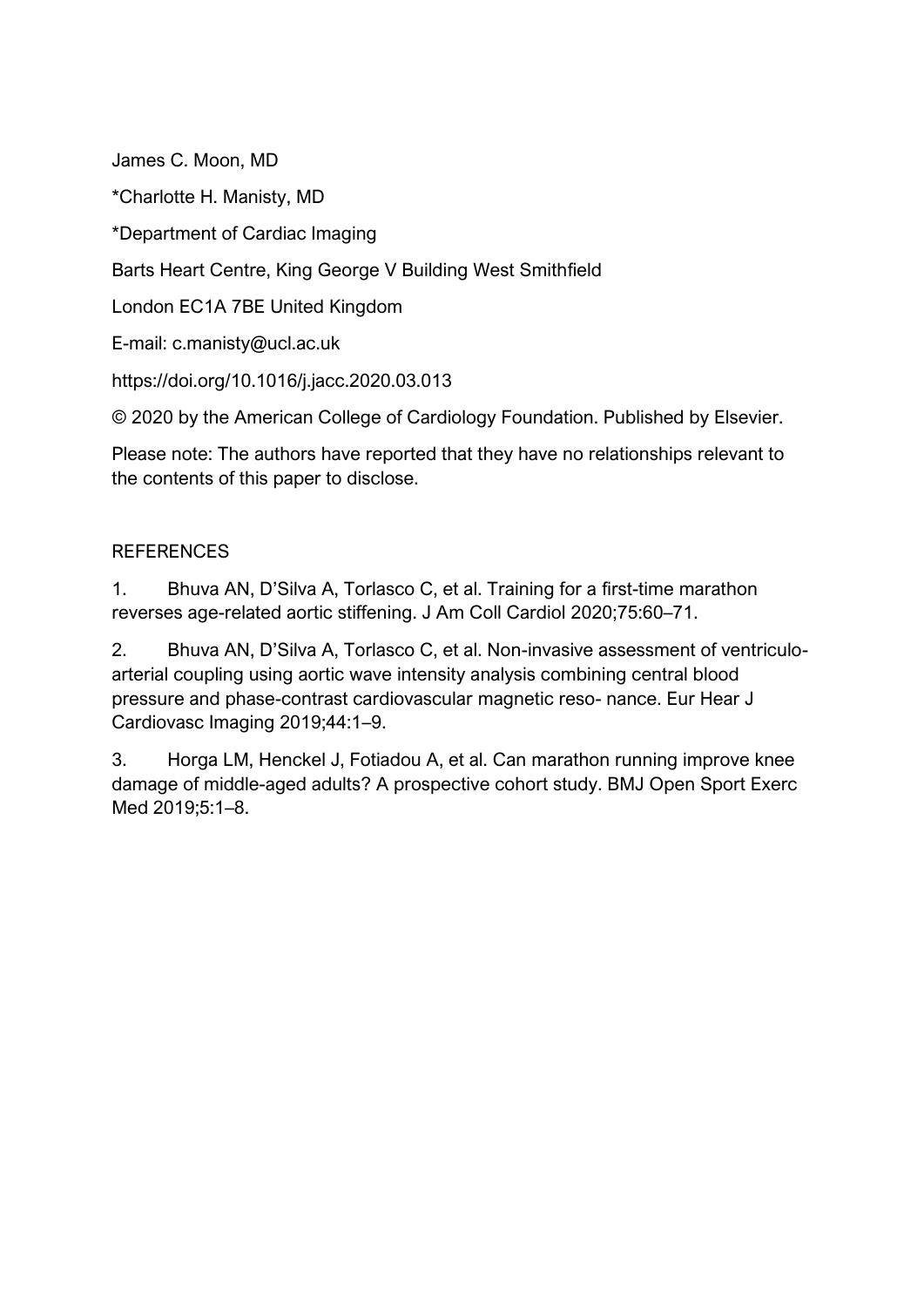James C. Moon, MD

*Charlotte H. Manisty, MD

*Department of Cardiac Imaging

Barts Heart Centre, King George V Building West Smithfield

London EC1A 7BE United Kingdom

E-mail: c.manisty@ucl.ac.uk

https://doi.org/10.1016/j.jacc.2020.03.013

© 2020 by the American College of Cardiology Foundation. Published by Elsevier.

Please note: The authors have reported that they have no relationships relevant to the contents of this paper to disclose.

REFERENCES

1. Bhuva AN, D'Silva A, Torlasco C, et al. Training for a first-time marathon reverses age-related aortic stiffening. J Am Coll Cardiol 2020;75:60–71.

2. Bhuva AN, D'Silva A, Torlasco C, et al. Non-invasive assessment of ventriculo-arterial coupling using aortic wave intensity analysis combining central blood pressure and phase-contrast cardiovascular magnetic reso- nance. Eur Hear J Cardiovasc Imaging 2019;44:1–9.

3. Horga LM, Henckel J, Fotiadou A, et al. Can marathon running improve knee damage of middle-aged adults? A prospective cohort study. BMJ Open Sport Exerc Med 2019;5:1–8.